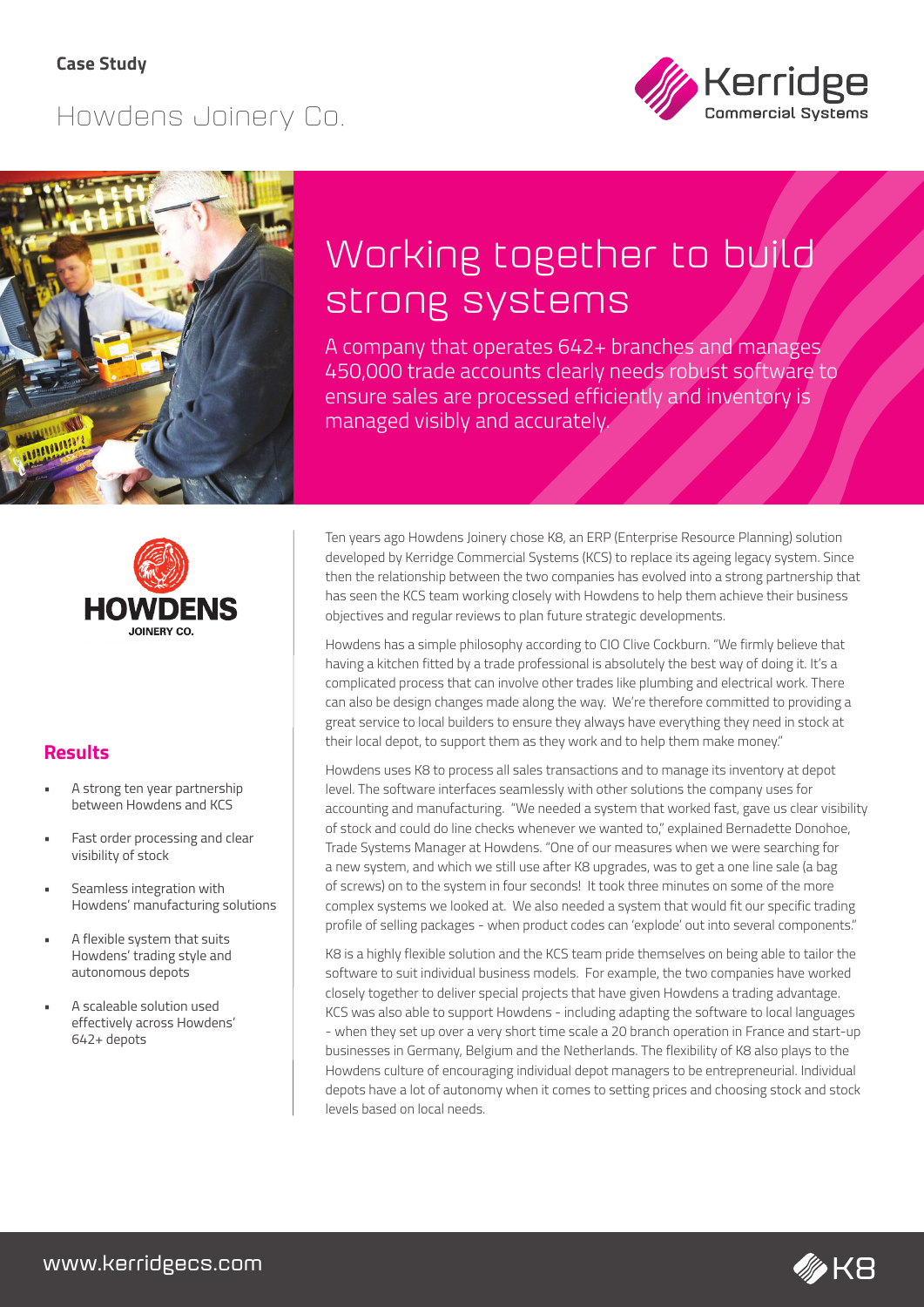**Case Study**

Howdens Joinery Co.

# Working together to build strong systems

A company that operates 642+ branches and manages 450,000 trade accounts clearly needs robust software to ensure sales are processed efficiently and inventory is managed visibly and accurately.

Ten years ago Howdens Joinery chose K8, an ERP (Enterprise Resource Planning) solution developed by Kerridge Commercial Systems (KCS) to replace its ageing legacy system. Since then the relationship between the two companies has evolved into a strong partnership that has seen the KCS team working closely with Howdens to help them achieve their business objectives and regular reviews to plan future strategic developments.

Howdens has a simple philosophy according to CIO Clive Cockburn. "We firmly believe that having a kitchen fitted by a trade professional is absolutely the best way of doing it. It's a complicated process that can involve other trades like plumbing and electrical work. There can also be design changes made along the way. We're therefore committed to providing a great service to local builders to ensure they always have everything they need in stock at their local depot, to support them as they work and to help them make money."

Howdens uses K8 to process all sales transactions and to manage its inventory at depot level. The software interfaces seamlessly with other solutions the company uses for accounting and manufacturing. "We needed a system that worked fast, gave us clear visibility of stock and could do line checks whenever we wanted to," explained Bernadette Donohoe, Trade Systems Manager at Howdens. "One of our measures when we were searching for a new system, and which we still use after K8 upgrades, was to get a one line sale (a bag of screws) on to the system in four seconds! It took three minutes on some of the more complex systems we looked at. We also needed a system that would fit our specific trading profile of selling packages - when product codes can 'explode' out into several components."

K8 is a highly flexible solution and the KCS team pride themselves on being able to tailor the software to suit individual business models. For example, the two companies have worked closely together to deliver special projects that have given Howdens a trading advantage. KCS was also able to support Howdens - including adapting the software to local languages - when they set up over a very short time scale a 20 branch operation in France and start-up businesses in Germany, Belgium and the Netherlands. The flexibility of K8 also plays to the Howdens culture of encouraging individual depot managers to be entrepreneurial. Individual depots have a lot of autonomy when it comes to setting prices and choosing stock and stock levels based on local needs.

## Results

- A strong ten year partnership between Howdens and KCS
- Fast order processing and clear visibility of stock
- Seamless integration with Howdens' manufacturing solutions
- A flexible system that suits Howdens' trading style and autonomous depots
- A scaleable solution used effectively across Howdens' 642+ depots

www.kerridgecs.com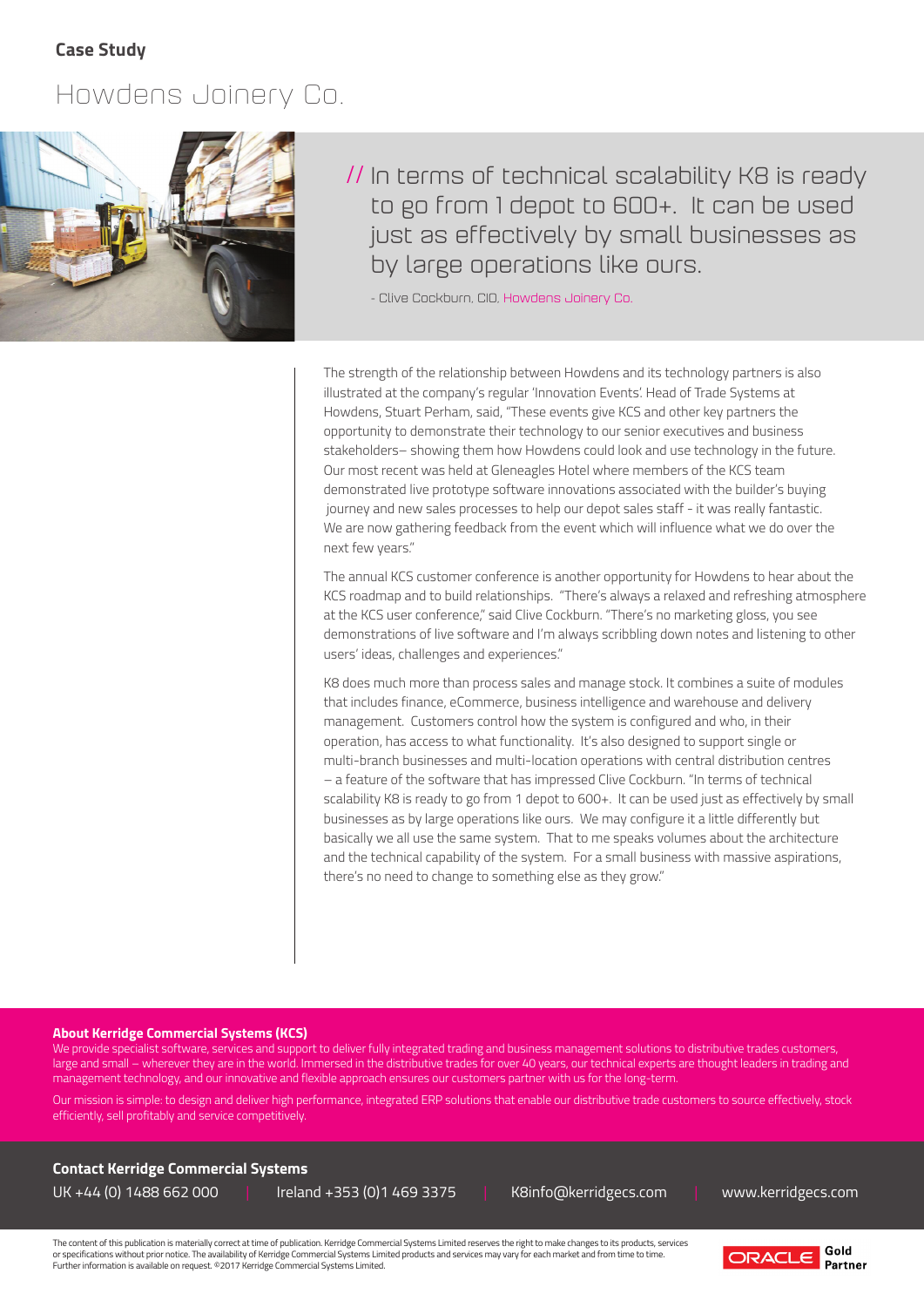**Case Study**

# Howdens Joinery Co.

> // In terms of technical scalability K8 is ready to go from 1 depot to 600+. It can be used just as effectively by small businesses as by large operations like ours.
>
> - Clive Cockburn, CIO, Howdens Joinery Co.

The strength of the relationship between Howdens and its technology partners is also illustrated at the company's regular 'Innovation Events'. Head of Trade Systems at Howdens, Stuart Perham, said, "These events give KCS and other key partners the opportunity to demonstrate their technology to our senior executives and business stakeholders– showing them how Howdens could look and use technology in the future. Our most recent was held at Gleneagles Hotel where members of the KCS team demonstrated live prototype software innovations associated with the builder's buying journey and new sales processes to help our depot sales staff - it was really fantastic. We are now gathering feedback from the event which will influence what we do over the next few years."

The annual KCS customer conference is another opportunity for Howdens to hear about the KCS roadmap and to build relationships. "There's always a relaxed and refreshing atmosphere at the KCS user conference," said Clive Cockburn. "There's no marketing gloss, you see demonstrations of live software and I'm always scribbling down notes and listening to other users' ideas, challenges and experiences."

K8 does much more than process sales and manage stock. It combines a suite of modules that includes finance, eCommerce, business intelligence and warehouse and delivery management. Customers control how the system is configured and who, in their operation, has access to what functionality. It's also designed to support single or multi-branch businesses and multi-location operations with central distribution centres – a feature of the software that has impressed Clive Cockburn. "In terms of technical scalability K8 is ready to go from 1 depot to 600+. It can be used just as effectively by small businesses as by large operations like ours. We may configure it a little differently but basically we all use the same system. That to me speaks volumes about the architecture and the technical capability of the system. For a small business with massive aspirations, there's no need to change to something else as they grow."

**About Kerridge Commercial Systems (KCS)**

We provide specialist software, services and support to deliver fully integrated trading and business management solutions to distributive trades customers, large and small – wherever they are in the world. Immersed in the distributive trades for over 40 years, our technical experts are thought leaders in trading and management technology, and our innovative and flexible approach ensures our customers partner with us for the long-term.

Our mission is simple: to design and deliver high performance, integrated ERP solutions that enable our distributive trade customers to source effectively, stock efficiently, sell profitably and service competitively.

**Contact Kerridge Commercial Systems**

UK +44 (0) 1488 662 000 | Ireland +353 (0)1 469 3375 | K8info@kerridgecs.com | www.kerridgecs.com

The content of this publication is materially correct at time of publication. Kerridge Commercial Systems Limited reserves the right to make changes to its products, services or specifications without prior notice. The availability of Kerridge Commercial Systems Limited products and services may vary for each market and from time to time. Further information is available on request. ©2017 Kerridge Commercial Systems Limited.

ORACLE Gold Partner